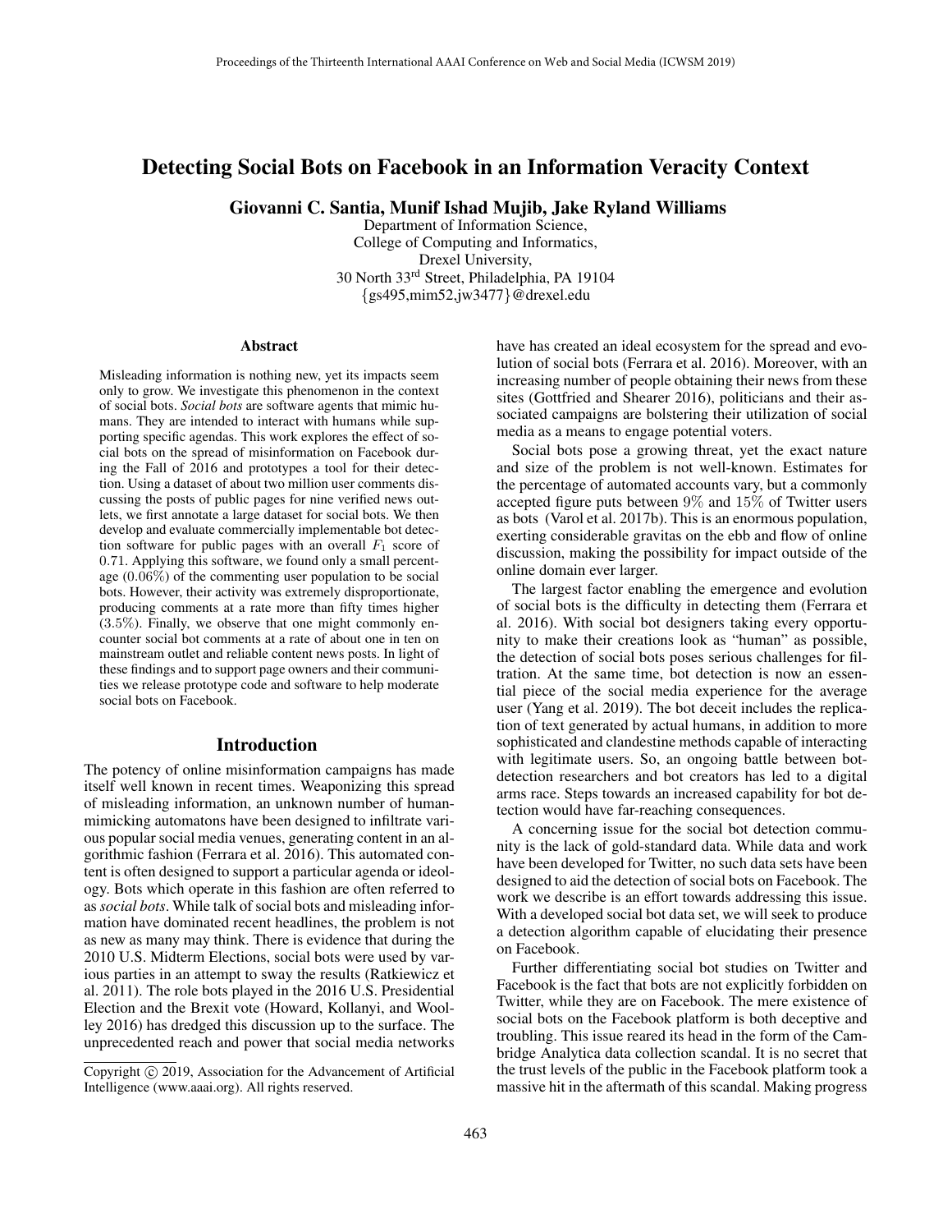# Detecting Social Bots on Facebook in an Information Veracity Context

**Giovanni C. Santia, Munif Ishad Mujib, Jake Ryland Williams**

Department of Information Science,
College of Computing and Informatics,
Drexel University,
30 North 33rd Street, Philadelphia, PA 19104
{gs495,mim52,jw3477}@drexel.edu

## Abstract

Misleading information is nothing new, yet its impacts seem only to grow. We investigate this phenomenon in the context of social bots. *Social bots* are software agents that mimic humans. They are intended to interact with humans while supporting specific agendas. This work explores the effect of social bots on the spread of misinformation on Facebook during the Fall of 2016 and prototypes a tool for their detection. Using a dataset of about two million user comments discussing the posts of public pages for nine verified news outlets, we first annotate a large dataset for social bots. We then develop and evaluate commercially implementable bot detection software for public pages with an overall $F_1$ score of 0.71. Applying this software, we found only a small percentage (0.06%) of the commenting user population to be social bots. However, their activity was extremely disproportionate, producing comments at a rate more than fifty times higher (3.5%). Finally, we observe that one might commonly encounter social bot comments at a rate of about one in ten on mainstream outlet and reliable content news posts. In light of these findings and to support page owners and their communities we release prototype code and software to help moderate social bots on Facebook.

## Introduction

The potency of online misinformation campaigns has made itself well known in recent times. Weaponizing this spread of misleading information, an unknown number of human-mimicking automatons have been designed to infiltrate various popular social media venues, generating content in an algorithmic fashion (Ferrara et al. 2016). This automated content is often designed to support a particular agenda or ideology. Bots which operate in this fashion are often referred to as *social bots*. While talk of social bots and misleading information have dominated recent headlines, the problem is not as new as many may think. There is evidence that during the 2010 U.S. Midterm Elections, social bots were used by various parties in an attempt to sway the results (Ratkiewicz et al. 2011). The role bots played in the 2016 U.S. Presidential Election and the Brexit vote (Howard, Kollanyi, and Woolley 2016) has dredged this discussion up to the surface. The unprecedented reach and power that social media networks have has created an ideal ecosystem for the spread and evolution of social bots (Ferrara et al. 2016). Moreover, with an increasing number of people obtaining their news from these sites (Gottfried and Shearer 2016), politicians and their associated campaigns are bolstering their utilization of social media as a means to engage potential voters.

Social bots pose a growing threat, yet the exact nature and size of the problem is not well-known. Estimates for the percentage of automated accounts vary, but a commonly accepted figure puts between 9% and 15% of Twitter users as bots (Varol et al. 2017b). This is an enormous population, exerting considerable gravitas on the ebb and flow of online discussion, making the possibility for impact outside of the online domain ever larger.

The largest factor enabling the emergence and evolution of social bots is the difficulty in detecting them (Ferrara et al. 2016). With social bot designers taking every opportunity to make their creations look as "human" as possible, the detection of social bots poses serious challenges for filtration. At the same time, bot detection is now an essential piece of the social media experience for the average user (Yang et al. 2019). The bot deceit includes the replication of text generated by actual humans, in addition to more sophisticated and clandestine methods capable of interacting with legitimate users. So, an ongoing battle between bot-detection researchers and bot creators has led to a digital arms race. Steps towards an increased capability for bot detection would have far-reaching consequences.

A concerning issue for the social bot detection community is the lack of gold-standard data. While data and work have been developed for Twitter, no such data sets have been designed to aid the detection of social bots on Facebook. The work we describe is an effort towards addressing this issue. With a developed social bot data set, we will seek to produce a detection algorithm capable of elucidating their presence on Facebook.

Further differentiating social bot studies on Twitter and Facebook is the fact that bots are not explicitly forbidden on Twitter, while they are on Facebook. The mere existence of social bots on the Facebook platform is both deceptive and troubling. This issue reared its head in the form of the Cambridge Analytica data collection scandal. It is no secret that the trust levels of the public in the Facebook platform took a massive hit in the aftermath of this scandal. Making progress

Copyright © 2019, Association for the Advancement of Artificial Intelligence (www.aaai.org). All rights reserved.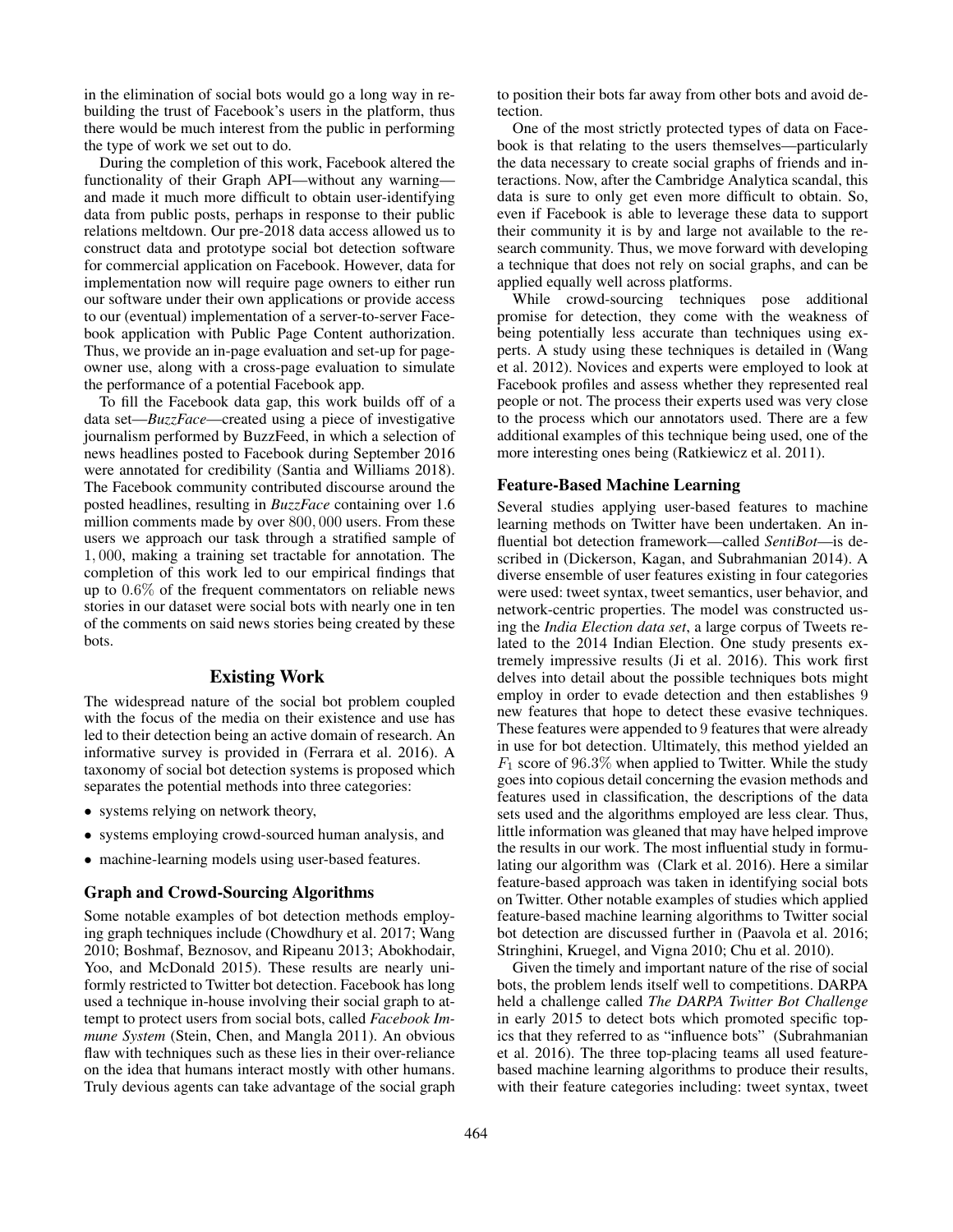in the elimination of social bots would go a long way in rebuilding the trust of Facebook's users in the platform, thus there would be much interest from the public in performing the type of work we set out to do.

During the completion of this work, Facebook altered the functionality of their Graph API—without any warning—and made it much more difficult to obtain user-identifying data from public posts, perhaps in response to their public relations meltdown. Our pre-2018 data access allowed us to construct data and prototype social bot detection software for commercial application on Facebook. However, data for implementation now will require page owners to either run our software under their own applications or provide access to our (eventual) implementation of a server-to-server Facebook application with Public Page Content authorization. Thus, we provide an in-page evaluation and set-up for page-owner use, along with a cross-page evaluation to simulate the performance of a potential Facebook app.

To fill the Facebook data gap, this work builds off of a data set—*BuzzFace*—created using a piece of investigative journalism performed by BuzzFeed, in which a selection of news headlines posted to Facebook during September 2016 were annotated for credibility (Santia and Williams 2018). The Facebook community contributed discourse around the posted headlines, resulting in *BuzzFace* containing over 1.6 million comments made by over $800,000$ users. From these users we approach our task through a stratified sample of $1,000$, making a training set tractable for annotation. The completion of this work led to our empirical findings that up to $0.6\%$ of the frequent commentators on reliable news stories in our dataset were social bots with nearly one in ten of the comments on said news stories being created by these bots.

## Existing Work

The widespread nature of the social bot problem coupled with the focus of the media on their existence and use has led to their detection being an active domain of research. An informative survey is provided in (Ferrara et al. 2016). A taxonomy of social bot detection systems is proposed which separates the potential methods into three categories:

- systems relying on network theory,
- systems employing crowd-sourced human analysis, and
- machine-learning models using user-based features.

### Graph and Crowd-Sourcing Algorithms

Some notable examples of bot detection methods employing graph techniques include (Chowdhury et al. 2017; Wang 2010; Boshmaf, Beznosov, and Ripeanu 2013; Abokhodair, Yoo, and McDonald 2015). These results are nearly uniformly restricted to Twitter bot detection. Facebook has long used a technique in-house involving their social graph to attempt to protect users from social bots, called *Facebook Immune System* (Stein, Chen, and Mangla 2011). An obvious flaw with techniques such as these lies in their over-reliance on the idea that humans interact mostly with other humans. Truly devious agents can take advantage of the social graph to position their bots far away from other bots and avoid detection.

One of the most strictly protected types of data on Facebook is that relating to the users themselves—particularly the data necessary to create social graphs of friends and interactions. Now, after the Cambridge Analytica scandal, this data is sure to only get even more difficult to obtain. So, even if Facebook is able to leverage these data to support their community it is by and large not available to the research community. Thus, we move forward with developing a technique that does not rely on social graphs, and can be applied equally well across platforms.

While crowd-sourcing techniques pose additional promise for detection, they come with the weakness of being potentially less accurate than techniques using experts. A study using these techniques is detailed in (Wang et al. 2012). Novices and experts were employed to look at Facebook profiles and assess whether they represented real people or not. The process their experts used was very close to the process which our annotators used. There are a few additional examples of this technique being used, one of the more interesting ones being (Ratkiewicz et al. 2011).

### Feature-Based Machine Learning

Several studies applying user-based features to machine learning methods on Twitter have been undertaken. An influential bot detection framework—called *SentiBot*—is described in (Dickerson, Kagan, and Subrahmanian 2014). A diverse ensemble of user features existing in four categories were used: tweet syntax, tweet semantics, user behavior, and network-centric properties. The model was constructed using the *India Election data set*, a large corpus of Tweets related to the 2014 Indian Election. One study presents extremely impressive results (Ji et al. 2016). This work first delves into detail about the possible techniques bots might employ in order to evade detection and then establishes 9 new features that hope to detect these evasive techniques. These features were appended to 9 features that were already in use for bot detection. Ultimately, this method yielded an $F_1$ score of $96.3\%$ when applied to Twitter. While the study goes into copious detail concerning the evasion methods and features used in classification, the descriptions of the data sets used and the algorithms employed are less clear. Thus, little information was gleaned that may have helped improve the results in our work. The most influential study in formulating our algorithm was (Clark et al. 2016). Here a similar feature-based approach was taken in identifying social bots on Twitter. Other notable examples of studies which applied feature-based machine learning algorithms to Twitter social bot detection are discussed further in (Paavola et al. 2016; Stringhini, Kruegel, and Vigna 2010; Chu et al. 2010).

Given the timely and important nature of the rise of social bots, the problem lends itself well to competitions. DARPA held a challenge called *The DARPA Twitter Bot Challenge* in early 2015 to detect bots which promoted specific topics that they referred to as "influence bots" (Subrahmanian et al. 2016). The three top-placing teams all used feature-based machine learning algorithms to produce their results, with their feature categories including: tweet syntax, tweet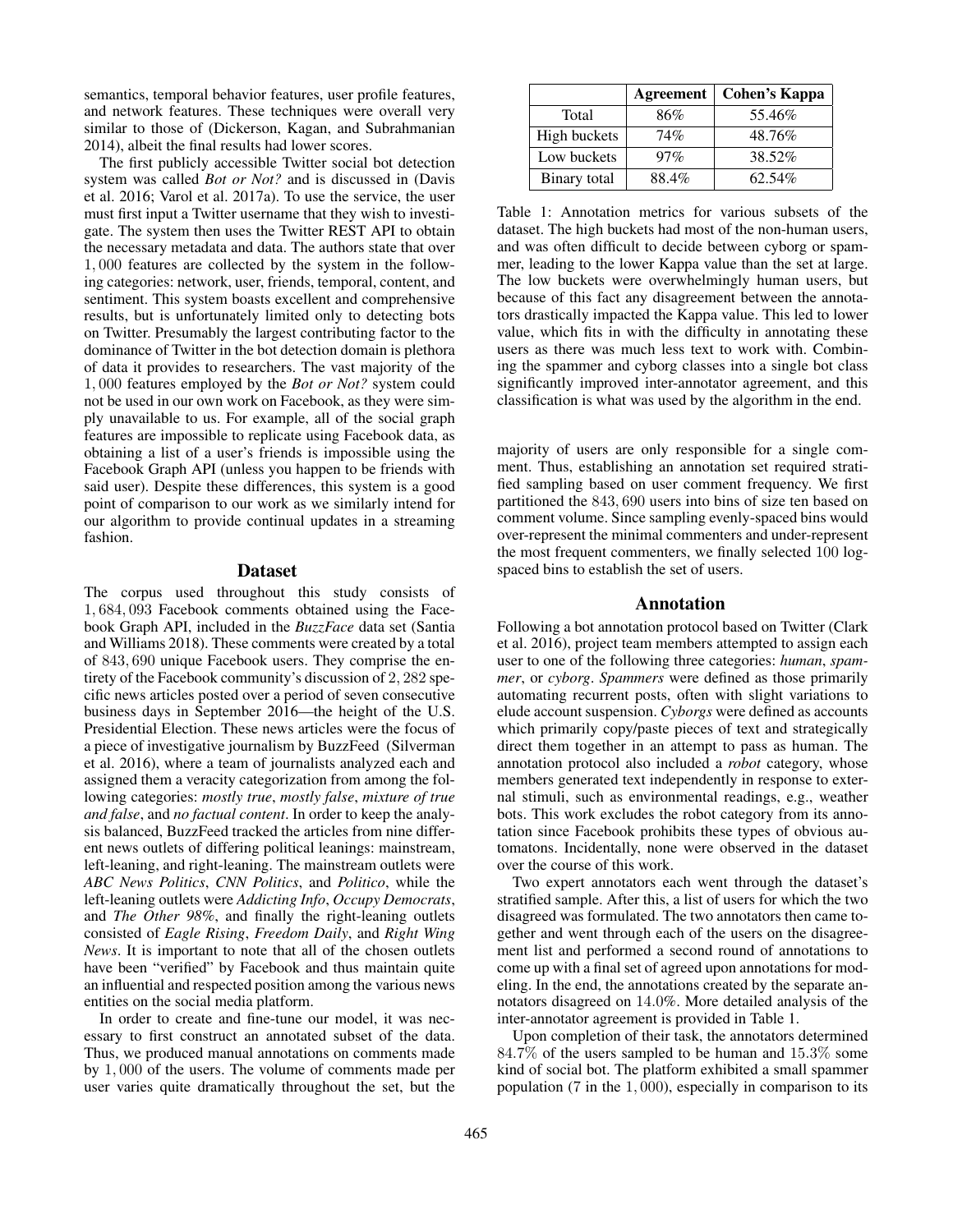semantics, temporal behavior features, user profile features, and network features. These techniques were overall very similar to those of (Dickerson, Kagan, and Subrahmanian 2014), albeit the final results had lower scores.

The first publicly accessible Twitter social bot detection system was called *Bot or Not?* and is discussed in (Davis et al. 2016; Varol et al. 2017a). To use the service, the user must first input a Twitter username that they wish to investigate. The system then uses the Twitter REST API to obtain the necessary metadata and data. The authors state that over $1,000$ features are collected by the system in the following categories: network, user, friends, temporal, content, and sentiment. This system boasts excellent and comprehensive results, but is unfortunately limited only to detecting bots on Twitter. Presumably the largest contributing factor to the dominance of Twitter in the bot detection domain is plethora of data it provides to researchers. The vast majority of the $1,000$ features employed by the *Bot or Not?* system could not be used in our own work on Facebook, as they were simply unavailable to us. For example, all of the social graph features are impossible to replicate using Facebook data, as obtaining a list of a user's friends is impossible using the Facebook Graph API (unless you happen to be friends with said user). Despite these differences, this system is a good point of comparison to our work as we similarly intend for our algorithm to provide continual updates in a streaming fashion.

## Dataset

The corpus used throughout this study consists of $1,684,093$ Facebook comments obtained using the Facebook Graph API, included in the *BuzzFace* data set (Santia and Williams 2018). These comments were created by a total of $843,690$ unique Facebook users. They comprise the entirety of the Facebook community's discussion of $2,282$ specific news articles posted over a period of seven consecutive business days in September 2016—the height of the U.S. Presidential Election. These news articles were the focus of a piece of investigative journalism by BuzzFeed (Silverman et al. 2016), where a team of journalists analyzed each and assigned them a veracity categorization from among the following categories: *mostly true*, *mostly false*, *mixture of true and false*, and *no factual content*. In order to keep the analysis balanced, BuzzFeed tracked the articles from nine different news outlets of differing political leanings: mainstream, left-leaning, and right-leaning. The mainstream outlets were *ABC News Politics*, *CNN Politics*, and *Politico*, while the left-leaning outlets were *Addicting Info*, *Occupy Democrats*, and *The Other 98%*, and finally the right-leaning outlets consisted of *Eagle Rising*, *Freedom Daily*, and *Right Wing News*. It is important to note that all of the chosen outlets have been "verified" by Facebook and thus maintain quite an influential and respected position among the various news entities on the social media platform.

In order to create and fine-tune our model, it was necessary to first construct an annotated subset of the data. Thus, we produced manual annotations on comments made by $1,000$ of the users. The volume of comments made per user varies quite dramatically throughout the set, but the majority of users are only responsible for a single comment. Thus, establishing an annotation set required stratified sampling based on user comment frequency. We first partitioned the $843,690$ users into bins of size ten based on comment volume. Since sampling evenly-spaced bins would over-represent the minimal commenters and under-represent the most frequent commenters, we finally selected $100$ log-spaced bins to establish the set of users.

| | **Agreement** | **Cohen's Kappa** |
|---|---|---|
| Total | 86% | 55.46% |
| High buckets | 74% | 48.76% |
| Low buckets | 97% | 38.52% |
| Binary total | 88.4% | 62.54% |

Table 1: Annotation metrics for various subsets of the dataset. The high buckets had most of the non-human users, and was often difficult to decide between cyborg or spammer, leading to the lower Kappa value than the set at large. The low buckets were overwhelmingly human users, but because of this fact any disagreement between the annotators drastically impacted the Kappa value. This led to lower value, which fits in with the difficulty in annotating these users as there was much less text to work with. Combining the spammer and cyborg classes into a single bot class significantly improved inter-annotator agreement, and this classification is what was used by the algorithm in the end.

## Annotation

Following a bot annotation protocol based on Twitter (Clark et al. 2016), project team members attempted to assign each user to one of the following three categories: *human*, *spammer*, or *cyborg*. *Spammers* were defined as those primarily automating recurrent posts, often with slight variations to elude account suspension. *Cyborgs* were defined as accounts which primarily copy/paste pieces of text and strategically direct them together in an attempt to pass as human. The annotation protocol also included a *robot* category, whose members generated text independently in response to external stimuli, such as environmental readings, e.g., weather bots. This work excludes the robot category from its annotation since Facebook prohibits these types of obvious automatons. Incidentally, none were observed in the dataset over the course of this work.

Two expert annotators each went through the dataset's stratified sample. After this, a list of users for which the two disagreed was formulated. The two annotators then came together and went through each of the users on the disagreement list and performed a second round of annotations to come up with a final set of agreed upon annotations for modeling. In the end, the annotations created by the separate annotators disagreed on $14.0\%$. More detailed analysis of the inter-annotator agreement is provided in Table 1.

Upon completion of their task, the annotators determined $84.7\%$ of the users sampled to be human and $15.3\%$ some kind of social bot. The platform exhibited a small spammer population (7 in the $1,000$), especially in comparison to its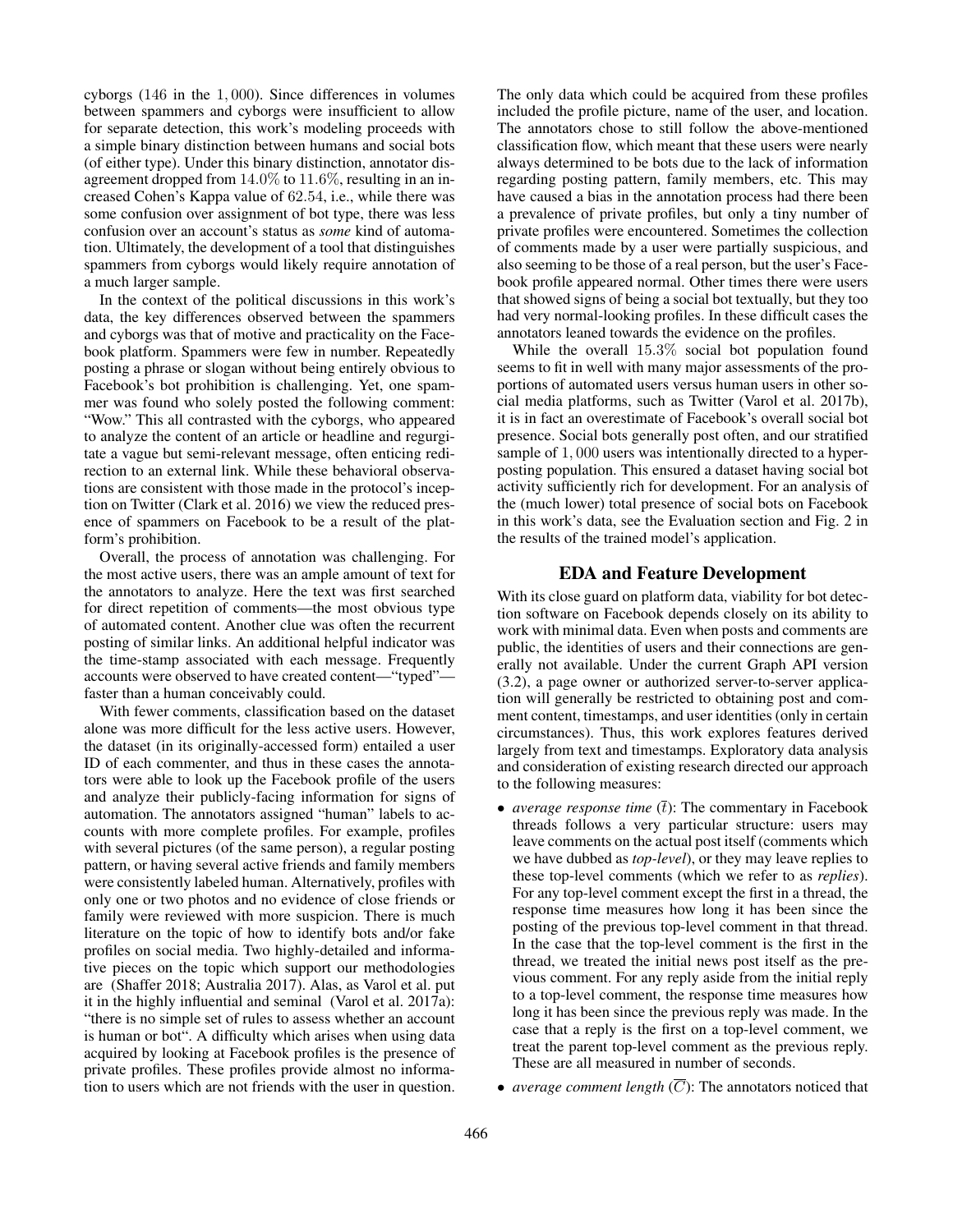cyborgs (146 in the $1,000$). Since differences in volumes between spammers and cyborgs were insufficient to allow for separate detection, this work's modeling proceeds with a simple binary distinction between humans and social bots (of either type). Under this binary distinction, annotator disagreement dropped from $14.0\%$ to $11.6\%$, resulting in an increased Cohen's Kappa value of $62.54$, i.e., while there was some confusion over assignment of bot type, there was less confusion over an account's status as *some* kind of automation. Ultimately, the development of a tool that distinguishes spammers from cyborgs would likely require annotation of a much larger sample.

In the context of the political discussions in this work's data, the key differences observed between the spammers and cyborgs was that of motive and practicality on the Facebook platform. Spammers were few in number. Repeatedly posting a phrase or slogan without being entirely obvious to Facebook's bot prohibition is challenging. Yet, one spammer was found who solely posted the following comment: "Wow." This all contrasted with the cyborgs, who appeared to analyze the content of an article or headline and regurgitate a vague but semi-relevant message, often enticing redirection to an external link. While these behavioral observations are consistent with those made in the protocol's inception on Twitter (Clark et al. 2016) we view the reduced presence of spammers on Facebook to be a result of the platform's prohibition.

Overall, the process of annotation was challenging. For the most active users, there was an ample amount of text for the annotators to analyze. Here the text was first searched for direct repetition of comments—the most obvious type of automated content. Another clue was often the recurrent posting of similar links. An additional helpful indicator was the time-stamp associated with each message. Frequently accounts were observed to have created content—"typed"—faster than a human conceivably could.

With fewer comments, classification based on the dataset alone was more difficult for the less active users. However, the dataset (in its originally-accessed form) entailed a user ID of each commenter, and thus in these cases the annotators were able to look up the Facebook profile of the users and analyze their publicly-facing information for signs of automation. The annotators assigned "human" labels to accounts with more complete profiles. For example, profiles with several pictures (of the same person), a regular posting pattern, or having several active friends and family members were consistently labeled human. Alternatively, profiles with only one or two photos and no evidence of close friends or family were reviewed with more suspicion. There is much literature on the topic of how to identify bots and/or fake profiles on social media. Two highly-detailed and informative pieces on the topic which support our methodologies are (Shaffer 2018; Australia 2017). Alas, as Varol et al. put it in the highly influential and seminal (Varol et al. 2017a): "there is no simple set of rules to assess whether an account is human or bot". A difficulty which arises when using data acquired by looking at Facebook profiles is the presence of private profiles. These profiles provide almost no information to users which are not friends with the user in question. The only data which could be acquired from these profiles included the profile picture, name of the user, and location. The annotators chose to still follow the above-mentioned classification flow, which meant that these users were nearly always determined to be bots due to the lack of information regarding posting pattern, family members, etc. This may have caused a bias in the annotation process had there been a prevalence of private profiles, but only a tiny number of private profiles were encountered. Sometimes the collection of comments made by a user were partially suspicious, and also seeming to be those of a real person, but the user's Facebook profile appeared normal. Other times there were users that showed signs of being a social bot textually, but they too had very normal-looking profiles. In these difficult cases the annotators leaned towards the evidence on the profiles.

While the overall $15.3\%$ social bot population found seems to fit in well with many major assessments of the proportions of automated users versus human users in other social media platforms, such as Twitter (Varol et al. 2017b), it is in fact an overestimate of Facebook's overall social bot presence. Social bots generally post often, and our stratified sample of $1,000$ users was intentionally directed to a hyper-posting population. This ensured a dataset having social bot activity sufficiently rich for development. For an analysis of the (much lower) total presence of social bots on Facebook in this work's data, see the Evaluation section and Fig. 2 in the results of the trained model's application.

## EDA and Feature Development

With its close guard on platform data, viability for bot detection software on Facebook depends closely on its ability to work with minimal data. Even when posts and comments are public, the identities of users and their connections are generally not available. Under the current Graph API version (3.2), a page owner or authorized server-to-server application will generally be restricted to obtaining post and comment content, timestamps, and user identities (only in certain circumstances). Thus, this work explores features derived largely from text and timestamps. Exploratory data analysis and consideration of existing research directed our approach to the following measures:

- *average response time* ($\bar{t}$): The commentary in Facebook threads follows a very particular structure: users may leave comments on the actual post itself (comments which we have dubbed as *top-level*), or they may leave replies to these top-level comments (which we refer to as *replies*). For any top-level comment except the first in a thread, the response time measures how long it has been since the posting of the previous top-level comment in that thread. In the case that the top-level comment is the first in the thread, we treated the initial news post itself as the previous comment. For any reply aside from the initial reply to a top-level comment, the response time measures how long it has been since the previous reply was made. In the case that a reply is the first on a top-level comment, we treat the parent top-level comment as the previous reply. These are all measured in number of seconds.
- *average comment length* ($\overline{C}$): The annotators noticed that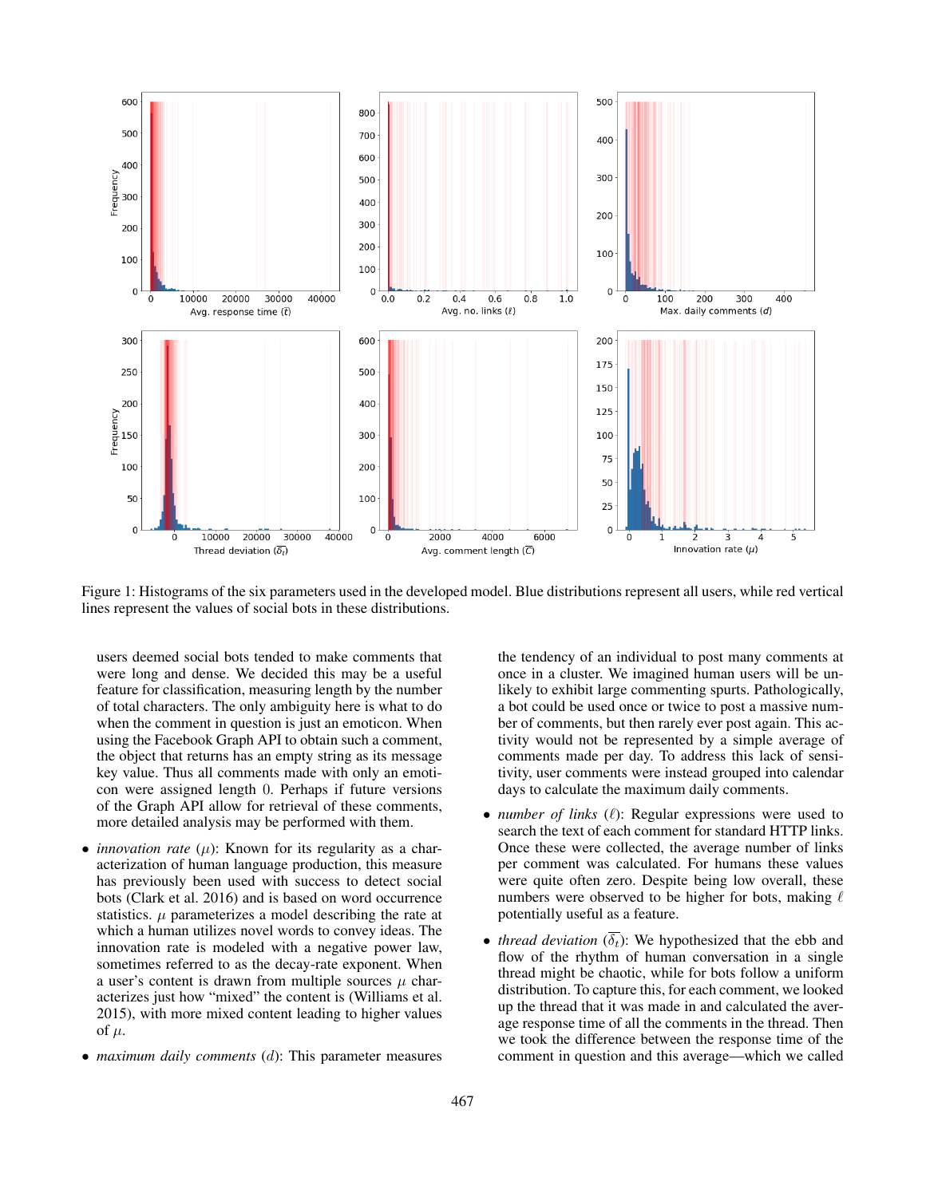Figure 1: Histograms of the six parameters used in the developed model. Blue distributions represent all users, while red vertical lines represent the values of social bots in these distributions.

users deemed social bots tended to make comments that were long and dense. We decided this may be a useful feature for classification, measuring length by the number of total characters. The only ambiguity here is what to do when the comment in question is just an emoticon. When using the Facebook Graph API to obtain such a comment, the object that returns has an empty string as its message key value. Thus all comments made with only an emoticon were assigned length 0. Perhaps if future versions of the Graph API allow for retrieval of these comments, more detailed analysis may be performed with them.

- *innovation rate* ($\mu$): Known for its regularity as a characterization of human language production, this measure has previously been used with success to detect social bots (Clark et al. 2016) and is based on word occurrence statistics. $\mu$ parameterizes a model describing the rate at which a human utilizes novel words to convey ideas. The innovation rate is modeled with a negative power law, sometimes referred to as the decay-rate exponent. When a user's content is drawn from multiple sources $\mu$ characterizes just how "mixed" the content is (Williams et al. 2015), with more mixed content leading to higher values of $\mu$.
- *maximum daily comments* ($d$): This parameter measures the tendency of an individual to post many comments at once in a cluster. We imagined human users will be unlikely to exhibit large commenting spurts. Pathologically, a bot could be used once or twice to post a massive number of comments, but then rarely ever post again. This activity would not be represented by a simple average of comments made per day. To address this lack of sensitivity, user comments were instead grouped into calendar days to calculate the maximum daily comments.
- *number of links* ($\ell$): Regular expressions were used to search the text of each comment for standard HTTP links. Once these were collected, the average number of links per comment was calculated. For humans these values were quite often zero. Despite being low overall, these numbers were observed to be higher for bots, making $\ell$ potentially useful as a feature.
- *thread deviation* ($\overline{\delta_t}$): We hypothesized that the ebb and flow of the rhythm of human conversation in a single thread might be chaotic, while for bots follow a uniform distribution. To capture this, for each comment, we looked up the thread that it was made in and calculated the average response time of all the comments in the thread. Then we took the difference between the response time of the comment in question and this average—which we called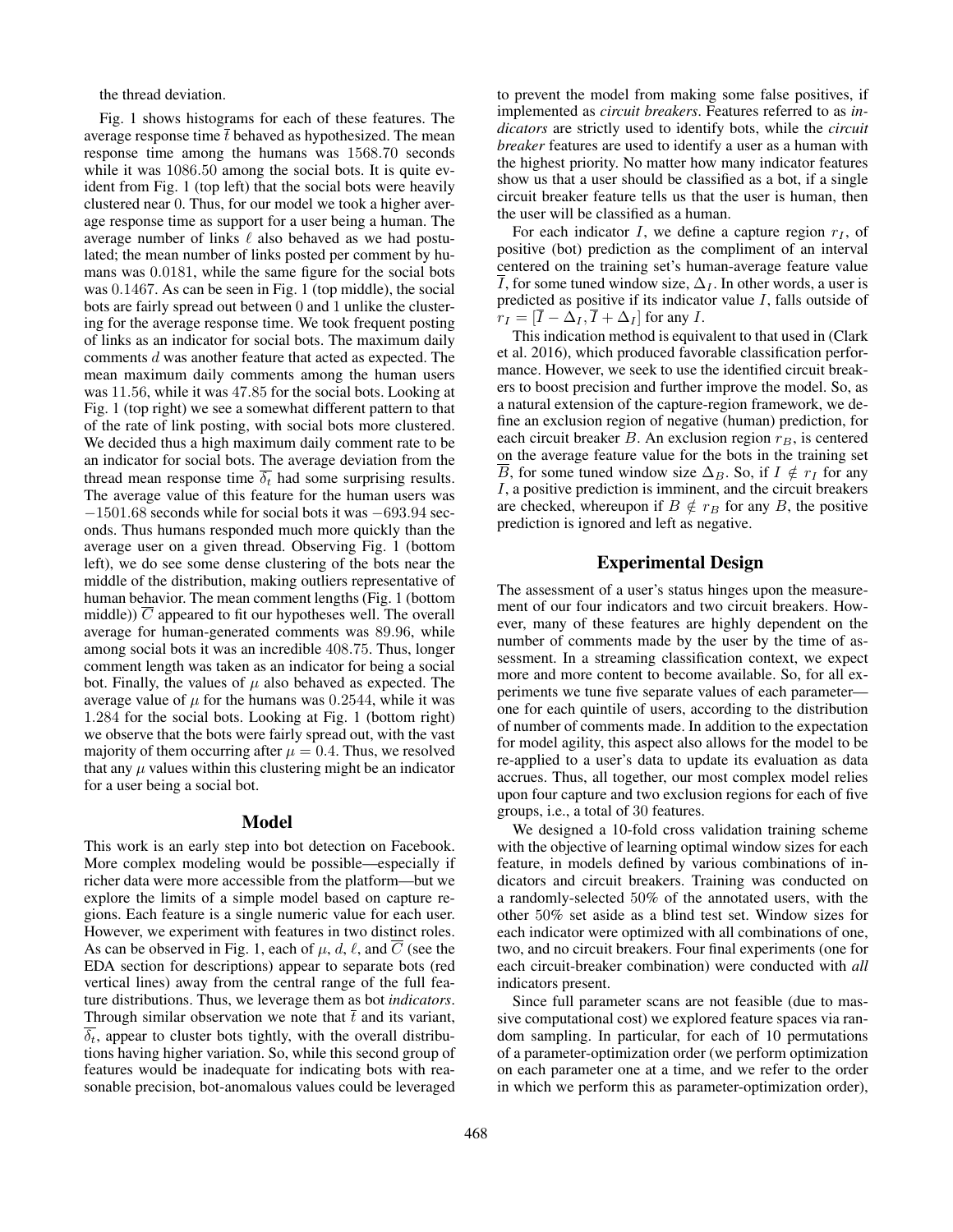the thread deviation.

Fig. 1 shows histograms for each of these features. The average response time $\overline{t}$ behaved as hypothesized. The mean response time among the humans was $1568.70$ seconds while it was $1086.50$ among the social bots. It is quite evident from Fig. 1 (top left) that the social bots were heavily clustered near $0$. Thus, for our model we took a higher average response time as support for a user being a human. The average number of links $\ell$ also behaved as we had postulated; the mean number of links posted per comment by humans was $0.0181$, while the same figure for the social bots was $0.1467$. As can be seen in Fig. 1 (top middle), the social bots are fairly spread out between $0$ and $1$ unlike the clustering for the average response time. We took frequent posting of links as an indicator for social bots. The maximum daily comments $d$ was another feature that acted as expected. The mean maximum daily comments among the human users was $11.56$, while it was $47.85$ for the social bots. Looking at Fig. 1 (top right) we see a somewhat different pattern to that of the rate of link posting, with social bots more clustered. We decided thus a high maximum daily comment rate to be an indicator for social bots. The average deviation from the thread mean response time $\overline{\delta_t}$ had some surprising results. The average value of this feature for the human users was $-1501.68$ seconds while for social bots it was $-693.94$ seconds. Thus humans responded much more quickly than the average user on a given thread. Observing Fig. 1 (bottom left), we do see some dense clustering of the bots near the middle of the distribution, making outliers representative of human behavior. The mean comment lengths (Fig. 1 (bottom middle)) $\overline{C}$ appeared to fit our hypotheses well. The overall average for human-generated comments was $89.96$, while among social bots it was an incredible $408.75$. Thus, longer comment length was taken as an indicator for being a social bot. Finally, the values of $\mu$ also behaved as expected. The average value of $\mu$ for the humans was $0.2544$, while it was $1.284$ for the social bots. Looking at Fig. 1 (bottom right) we observe that the bots were fairly spread out, with the vast majority of them occurring after $\mu = 0.4$. Thus, we resolved that any $\mu$ values within this clustering might be an indicator for a user being a social bot.

## Model

This work is an early step into bot detection on Facebook. More complex modeling would be possible—especially if richer data were more accessible from the platform—but we explore the limits of a simple model based on capture regions. Each feature is a single numeric value for each user. However, we experiment with features in two distinct roles. As can be observed in Fig. 1, each of $\mu$, $d$, $\ell$, and $\overline{C}$ (see the EDA section for descriptions) appear to separate bots (red vertical lines) away from the central range of the full feature distributions. Thus, we leverage them as bot *indicators*. Through similar observation we note that $\overline{t}$ and its variant, $\overline{\delta_t}$, appear to cluster bots tightly, with the overall distributions having higher variation. So, while this second group of features would be inadequate for indicating bots with reasonable precision, bot-anomalous values could be leveraged to prevent the model from making some false positives, if implemented as *circuit breakers*. Features referred to as *indicators* are strictly used to identify bots, while the *circuit breaker* features are used to identify a user as a human with the highest priority. No matter how many indicator features show us that a user should be classified as a bot, if a single circuit breaker feature tells us that the user is human, then the user will be classified as a human.

For each indicator $I$, we define a capture region $r_I$, of positive (bot) prediction as the compliment of an interval centered on the training set's human-average feature value $\overline{I}$, for some tuned window size, $\Delta_I$. In other words, a user is predicted as positive if its indicator value $I$, falls outside of $r_I = [\overline{I} - \Delta_I, \overline{I} + \Delta_I]$ for any $I$.

This indication method is equivalent to that used in (Clark et al. 2016), which produced favorable classification performance. However, we seek to use the identified circuit breakers to boost precision and further improve the model. So, as a natural extension of the capture-region framework, we define an exclusion region of negative (human) prediction, for each circuit breaker $B$. An exclusion region $r_B$, is centered on the average feature value for the bots in the training set $\overline{B}$, for some tuned window size $\Delta_B$. So, if $I \notin r_I$ for any $I$, a positive prediction is imminent, and the circuit breakers are checked, whereupon if $B \notin r_B$ for any $B$, the positive prediction is ignored and left as negative.

## Experimental Design

The assessment of a user's status hinges upon the measurement of our four indicators and two circuit breakers. However, many of these features are highly dependent on the number of comments made by the user by the time of assessment. In a streaming classification context, we expect more and more content to become available. So, for all experiments we tune five separate values of each parameter—one for each quintile of users, according to the distribution of number of comments made. In addition to the expectation for model agility, this aspect also allows for the model to be re-applied to a user's data to update its evaluation as data accrues. Thus, all together, our most complex model relies upon four capture and two exclusion regions for each of five groups, i.e., a total of 30 features.

We designed a 10-fold cross validation training scheme with the objective of learning optimal window sizes for each feature, in models defined by various combinations of indicators and circuit breakers. Training was conducted on a randomly-selected $50\%$ of the annotated users, with the other $50\%$ set aside as a blind test set. Window sizes for each indicator were optimized with all combinations of one, two, and no circuit breakers. Four final experiments (one for each circuit-breaker combination) were conducted with *all* indicators present.

Since full parameter scans are not feasible (due to massive computational cost) we explored feature spaces via random sampling. In particular, for each of 10 permutations of a parameter-optimization order (we perform optimization on each parameter one at a time, and we refer to the order in which we perform this as parameter-optimization order),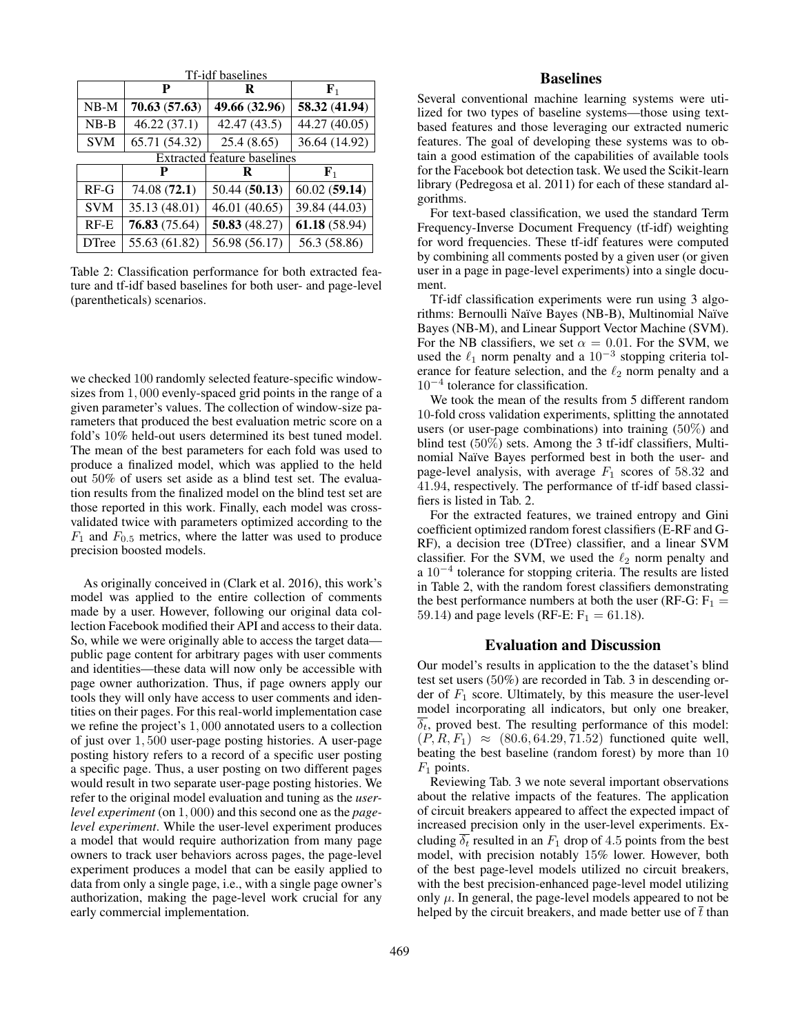| Tf-idf baselines | | | |
|---|---|---|---|
| | **P** | **R** | **$F_1$** |
| NB-M | **70.63 (57.63)** | **49.66 (32.96)** | **58.32 (41.94)** |
| NB-B | 46.22 (37.1) | 42.47 (43.5) | 44.27 (40.05) |
| SVM | 65.71 (54.32) | 25.4 (8.65) | 36.64 (14.92) |
| **Extracted feature baselines** | | | |
| | **P** | **R** | **$F_1$** |
| RF-G | 74.08 (**72.1**) | 50.44 (**50.13**) | 60.02 (**59.14**) |
| SVM | 35.13 (48.01) | 46.01 (40.65) | 39.84 (44.03) |
| RF-E | **76.83** (75.64) | **50.83** (48.27) | **61.18** (58.94) |
| DTree | 55.63 (61.82) | 56.98 (56.17) | 56.3 (58.86) |

Table 2: Classification performance for both extracted feature and tf-idf based baselines for both user- and page-level (parentheticals) scenarios.

we checked 100 randomly selected feature-specific window-sizes from 1,000 evenly-spaced grid points in the range of a given parameter's values. The collection of window-size parameters that produced the best evaluation metric score on a fold's 10% held-out users determined its best tuned model. The mean of the best parameters for each fold was used to produce a finalized model, which was applied to the held out 50% of users set aside as a blind test set. The evaluation results from the finalized model on the blind test set are those reported in this work. Finally, each model was cross-validated twice with parameters optimized according to the $F_1$ and $F_{0.5}$ metrics, where the latter was used to produce precision boosted models.

As originally conceived in (Clark et al. 2016), this work's model was applied to the entire collection of comments made by a user. However, following our original data collection Facebook modified their API and access to their data. So, while we were originally able to access the target data—public page content for arbitrary pages with user comments and identities—these data will now only be accessible with page owner authorization. Thus, if page owners apply our tools they will only have access to user comments and identities on their pages. For this real-world implementation case we refine the project's 1,000 annotated users to a collection of just over 1,500 user-page posting histories. A user-page posting history refers to a record of a specific user posting a specific page. Thus, a user posting on two different pages would result in two separate user-page posting histories. We refer to the original model evaluation and tuning as the *user-level experiment* (on 1,000) and this second one as the *page-level experiment*. While the user-level experiment produces a model that would require authorization from many page owners to track user behaviors across pages, the page-level experiment produces a model that can be easily applied to data from only a single page, i.e., with a single page owner's authorization, making the page-level work crucial for any early commercial implementation.

## Baselines

Several conventional machine learning systems were utilized for two types of baseline systems—those using text-based features and those leveraging our extracted numeric features. The goal of developing these systems was to obtain a good estimation of the capabilities of available tools for the Facebook bot detection task. We used the Scikit-learn library (Pedregosa et al. 2011) for each of these standard algorithms.

For text-based classification, we used the standard Term Frequency-Inverse Document Frequency (tf-idf) weighting for word frequencies. These tf-idf features were computed by combining all comments posted by a given user (or given user in a page in page-level experiments) into a single document.

Tf-idf classification experiments were run using 3 algorithms: Bernoulli Naïve Bayes (NB-B), Multinomial Naïve Bayes (NB-M), and Linear Support Vector Machine (SVM). For the NB classifiers, we set $\alpha = 0.01$. For the SVM, we used the $\ell_1$ norm penalty and a $10^{-3}$ stopping criteria tolerance for feature selection, and the $\ell_2$ norm penalty and a $10^{-4}$ tolerance for classification.

We took the mean of the results from 5 different random 10-fold cross validation experiments, splitting the annotated users (or user-page combinations) into training (50%) and blind test (50%) sets. Among the 3 tf-idf classifiers, Multinomial Naïve Bayes performed best in both the user- and page-level analysis, with average $F_1$ scores of 58.32 and 41.94, respectively. The performance of tf-idf based classifiers is listed in Tab. 2.

For the extracted features, we trained entropy and Gini coefficient optimized random forest classifiers (E-RF and G-RF), a decision tree (DTree) classifier, and a linear SVM classifier. For the SVM, we used the $\ell_2$ norm penalty and a $10^{-4}$ tolerance for stopping criteria. The results are listed in Table 2, with the random forest classifiers demonstrating the best performance numbers at both the user (RF-G: $F_1 = 59.14$) and page levels (RF-E: $F_1 = 61.18$).

## Evaluation and Discussion

Our model's results in application to the the dataset's blind test set users (50%) are recorded in Tab. 3 in descending order of $F_1$ score. Ultimately, by this measure the user-level model incorporating all indicators, but only one breaker, $\overline{\delta_t}$, proved best. The resulting performance of this model: $(P, R, F_1) \approx (80.6, 64.29, 71.52)$ functioned quite well, beating the best baseline (random forest) by more than 10 $F_1$ points.

Reviewing Tab. 3 we note several important observations about the relative impacts of the features. The application of circuit breakers appeared to affect the expected impact of increased precision only in the user-level experiments. Excluding $\overline{\delta_t}$ resulted in an $F_1$ drop of 4.5 points from the best model, with precision notably 15% lower. However, both of the best page-level models utilized no circuit breakers, with the best precision-enhanced page-level model utilizing only $\mu$. In general, the page-level models appeared to not be helped by the circuit breakers, and made better use of $\bar{t}$ than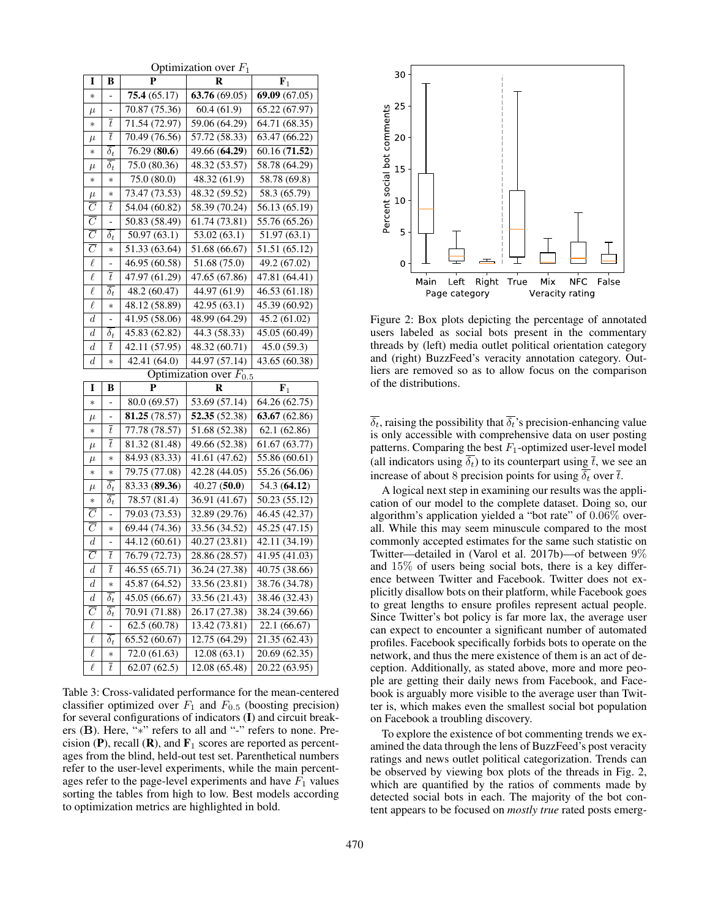Optimization over $F_1$

| I | B | P | R | $\mathbf{F}_1$ |
|---|---|---|---|---|
| $*$ | - | **75.4** (65.17) | **63.76** (69.05) | **69.09** (67.05) |
| $\mu$ | - | 70.87 (75.36) | 60.4 (61.9) | 65.22 (67.97) |
| $*$ | $\overline{t}$ | 71.54 (72.97) | 59.06 (64.29) | 64.71 (68.35) |
| $\mu$ | $\overline{t}$ | 70.49 (76.56) | 57.72 (58.33) | 63.47 (66.22) |
| $*$ | $\overline{\delta_t}$ | 76.29 (**80.6**) | 49.66 (**64.29**) | 60.16 (**71.52**) |
| $\mu$ | $\overline{\delta_t}$ | 75.0 (80.36) | 48.32 (53.57) | 58.78 (64.29) |
| $*$ | $*$ | 75.0 (80.0) | 48.32 (61.9) | 58.78 (69.8) |
| $\mu$ | $*$ | 73.47 (73.53) | 48.32 (59.52) | 58.3 (65.79) |
| $\overline{C}$ | $\overline{t}$ | 54.04 (60.82) | 58.39 (70.24) | 56.13 (65.19) |
| $\overline{C}$ | - | 50.83 (58.49) | 61.74 (73.81) | 55.76 (65.26) |
| $\overline{C}$ | $\overline{\delta_t}$ | 50.97 (63.1) | 53.02 (63.1) | 51.97 (63.1) |
| $\overline{C}$ | $*$ | 51.33 (63.64) | 51.68 (66.67) | 51.51 (65.12) |
| $\ell$ | - | 46.95 (60.58) | 51.68 (75.0) | 49.2 (67.02) |
| $\ell$ | $\overline{t}$ | 47.97 (61.29) | 47.65 (67.86) | 47.81 (64.41) |
| $\ell$ | $\overline{\delta_t}$ | 48.2 (60.47) | 44.97 (61.9) | 46.53 (61.18) |
| $\ell$ | $*$ | 48.12 (58.89) | 42.95 (63.1) | 45.39 (60.92) |
| $d$ | - | 41.95 (58.06) | 48.99 (64.29) | 45.2 (61.02) |
| $d$ | $\overline{\delta_t}$ | 45.83 (62.82) | 44.3 (58.33) | 45.05 (60.49) |
| $d$ | $\overline{t}$ | 42.11 (57.95) | 48.32 (60.71) | 45.0 (59.3) |
| $d$ | $*$ | 42.41 (64.0) | 44.97 (57.14) | 43.65 (60.38) |

Optimization over $F_{0.5}$

| I | B | P | R | $\mathbf{F}_1$ |
|---|---|---|---|---|
| $*$ | - | 80.0 (69.57) | 53.69 (57.14) | 64.26 (62.75) |
| $\mu$ | - | **81.25** (78.57) | **52.35** (52.38) | **63.67** (62.86) |
| $*$ | $\overline{t}$ | 77.78 (78.57) | 51.68 (52.38) | 62.1 (62.86) |
| $\mu$ | $\overline{t}$ | 81.32 (81.48) | 49.66 (52.38) | 61.67 (63.77) |
| $\mu$ | $*$ | 84.93 (83.33) | 41.61 (47.62) | 55.86 (60.61) |
| $*$ | $*$ | 79.75 (77.08) | 42.28 (44.05) | 55.26 (56.06) |
| $\mu$ | $\overline{\delta_t}$ | 83.33 (**89.36**) | 40.27 (**50.0**) | 54.3 (**64.12**) |
| $*$ | $\overline{\delta_t}$ | 78.57 (81.4) | 36.91 (41.67) | 50.23 (55.12) |
| $\overline{C}$ | - | 79.03 (73.53) | 32.89 (29.76) | 46.45 (42.37) |
| $\overline{C}$ | $*$ | 69.44 (74.36) | 33.56 (34.52) | 45.25 (47.15) |
| $d$ | - | 44.12 (60.61) | 40.27 (23.81) | 42.11 (34.19) |
| $\overline{C}$ | $\overline{t}$ | 76.79 (72.73) | 28.86 (28.57) | 41.95 (41.03) |
| $d$ | $\overline{t}$ | 46.55 (65.71) | 36.24 (27.38) | 40.75 (38.66) |
| $d$ | $*$ | 45.87 (64.52) | 33.56 (23.81) | 38.76 (34.78) |
| $d$ | $\overline{\delta_t}$ | 45.05 (66.67) | 33.56 (21.43) | 38.46 (32.43) |
| $\overline{C}$ | $\overline{\delta_t}$ | 70.91 (71.88) | 26.17 (27.38) | 38.24 (39.66) |
| $\ell$ | - | 62.5 (60.78) | 13.42 (73.81) | 22.1 (66.67) |
| $\ell$ | $\overline{\delta_t}$ | 65.52 (60.67) | 12.75 (64.29) | 21.35 (62.43) |
| $\ell$ | $*$ | 72.0 (61.63) | 12.08 (63.1) | 20.69 (62.35) |
| $\ell$ | $\overline{t}$ | 62.07 (62.5) | 12.08 (65.48) | 20.22 (63.95) |

Table 3: Cross-validated performance for the mean-centered classifier optimized over $F_1$ and $F_{0.5}$ (boosting precision) for several configurations of indicators (**I**) and circuit breakers (**B**). Here, "$*$" refers to all and "-" refers to none. Precision (**P**), recall (**R**), and $\mathbf{F}_1$ scores are reported as percentages from the blind, held-out test set. Parenthetical numbers refer to the user-level experiments, while the main percentages refer to the page-level experiments and have $F_1$ values sorting the tables from high to low. Best models according to optimization metrics are highlighted in bold.

Figure 2: Box plots depicting the percentage of annotated users labeled as social bots present in the commentary threads by (left) media outlet political orientation category and (right) BuzzFeed's veracity annotation category. Outliers are removed so as to allow focus on the comparison of the distributions.

$\overline{\delta_t}$, raising the possibility that $\overline{\delta_t}$'s precision-enhancing value is only accessible with comprehensive data on user posting patterns. Comparing the best $F_1$-optimized user-level model (all indicators using $\overline{\delta_t}$) to its counterpart using $\overline{t}$, we see an increase of about 8 precision points for using $\overline{\delta_t}$ over $\overline{t}$.

A logical next step in examining our results was the application of our model to the complete dataset. Doing so, our algorithm's application yielded a "bot rate" of 0.06% overall. While this may seem minuscule compared to the most commonly accepted estimates for the same such statistic on Twitter—detailed in (Varol et al. 2017b)—of between 9% and 15% of users being social bots, there is a key difference between Twitter and Facebook. Twitter does not explicitly disallow bots on their platform, while Facebook goes to great lengths to ensure profiles represent actual people. Since Twitter's bot policy is far more lax, the average user can expect to encounter a significant number of automated profiles. Facebook specifically forbids bots to operate on the network, and thus the mere existence of them is an act of deception. Additionally, as stated above, more and more people are getting their daily news from Facebook, and Facebook is arguably more visible to the average user than Twitter is, which makes even the smallest social bot population on Facebook a troubling discovery.

To explore the existence of bot commenting trends we examined the data through the lens of BuzzFeed's post veracity ratings and news outlet political categorization. Trends can be observed by viewing box plots of the threads in Fig. 2, which are quantified by the ratios of comments made by detected social bots in each. The majority of the bot content appears to be focused on *mostly true* rated posts emerg-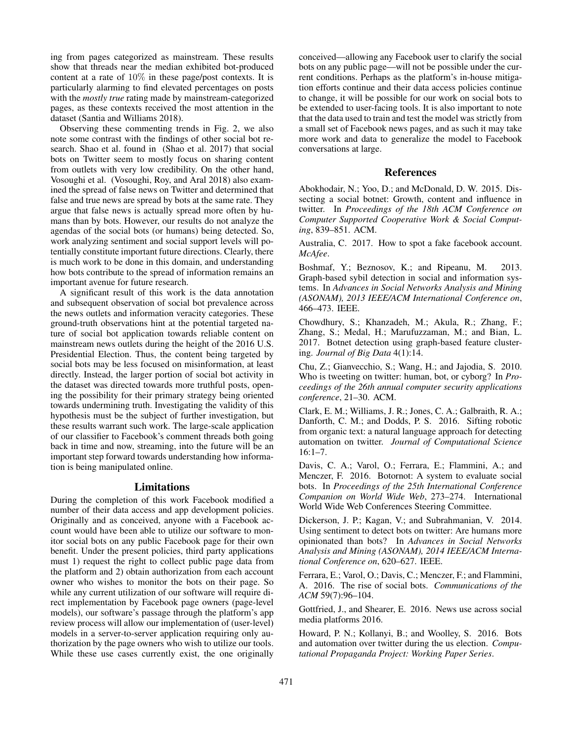ing from pages categorized as mainstream. These results show that threads near the median exhibited bot-produced content at a rate of $10\%$ in these page/post contexts. It is particularly alarming to find elevated percentages on posts with the *mostly true* rating made by mainstream-categorized pages, as these contexts received the most attention in the dataset (Santia and Williams 2018).

Observing these commenting trends in Fig. 2, we also note some contrast with the findings of other social bot research. Shao et al. found in (Shao et al. 2017) that social bots on Twitter seem to mostly focus on sharing content from outlets with very low credibility. On the other hand, Vosoughi et al. (Vosoughi, Roy, and Aral 2018) also examined the spread of false news on Twitter and determined that false and true news are spread by bots at the same rate. They argue that false news is actually spread more often by humans than by bots. However, our results do not analyze the agendas of the social bots (or humans) being detected. So, work analyzing sentiment and social support levels will potentially constitute important future directions. Clearly, there is much work to be done in this domain, and understanding how bots contribute to the spread of information remains an important avenue for future research.

A significant result of this work is the data annotation and subsequent observation of social bot prevalence across the news outlets and information veracity categories. These ground-truth observations hint at the potential targeted nature of social bot application towards reliable content on mainstream news outlets during the height of the 2016 U.S. Presidential Election. Thus, the content being targeted by social bots may be less focused on misinformation, at least directly. Instead, the larger portion of social bot activity in the dataset was directed towards more truthful posts, opening the possibility for their primary strategy being oriented towards undermining truth. Investigating the validity of this hypothesis must be the subject of further investigation, but these results warrant such work. The large-scale application of our classifier to Facebook's comment threads both going back in time and now, streaming, into the future will be an important step forward towards understanding how information is being manipulated online.

## Limitations

During the completion of this work Facebook modified a number of their data access and app development policies. Originally and as conceived, anyone with a Facebook account would have been able to utilize our software to monitor social bots on any public Facebook page for their own benefit. Under the present policies, third party applications must 1) request the right to collect public page data from the platform and 2) obtain authorization from each account owner who wishes to monitor the bots on their page. So while any current utilization of our software will require direct implementation by Facebook page owners (page-level models), our software's passage through the platform's app review process will allow our implementation of (user-level) models in a server-to-server application requiring only authorization by the page owners who wish to utilize our tools. While these use cases currently exist, the one originally conceived—allowing any Facebook user to clarify the social bots on any public page—will not be possible under the current conditions. Perhaps as the platform's in-house mitigation efforts continue and their data access policies continue to change, it will be possible for our work on social bots to be extended to user-facing tools. It is also important to note that the data used to train and test the model was strictly from a small set of Facebook news pages, and as such it may take more work and data to generalize the model to Facebook conversations at large.

## References

Abokhodair, N.; Yoo, D.; and McDonald, D. W. 2015. Dissecting a social botnet: Growth, content and influence in twitter. In *Proceedings of the 18th ACM Conference on Computer Supported Cooperative Work & Social Computing*, 839–851. ACM.

Australia, C. 2017. How to spot a fake facebook account. *McAfee*.

Boshmaf, Y.; Beznosov, K.; and Ripeanu, M. 2013. Graph-based sybil detection in social and information systems. In *Advances in Social Networks Analysis and Mining (ASONAM), 2013 IEEE/ACM International Conference on*, 466–473. IEEE.

Chowdhury, S.; Khanzadeh, M.; Akula, R.; Zhang, F.; Zhang, S.; Medal, H.; Marufuzzaman, M.; and Bian, L. 2017. Botnet detection using graph-based feature clustering. *Journal of Big Data* 4(1):14.

Chu, Z.; Gianvecchio, S.; Wang, H.; and Jajodia, S. 2010. Who is tweeting on twitter: human, bot, or cyborg? In *Proceedings of the 26th annual computer security applications conference*, 21–30. ACM.

Clark, E. M.; Williams, J. R.; Jones, C. A.; Galbraith, R. A.; Danforth, C. M.; and Dodds, P. S. 2016. Sifting robotic from organic text: a natural language approach for detecting automation on twitter. *Journal of Computational Science* 16:1–7.

Davis, C. A.; Varol, O.; Ferrara, E.; Flammini, A.; and Menczer, F. 2016. Botornot: A system to evaluate social bots. In *Proceedings of the 25th International Conference Companion on World Wide Web*, 273–274. International World Wide Web Conferences Steering Committee.

Dickerson, J. P.; Kagan, V.; and Subrahmanian, V. 2014. Using sentiment to detect bots on twitter: Are humans more opinionated than bots? In *Advances in Social Networks Analysis and Mining (ASONAM), 2014 IEEE/ACM International Conference on*, 620–627. IEEE.

Ferrara, E.; Varol, O.; Davis, C.; Menczer, F.; and Flammini, A. 2016. The rise of social bots. *Communications of the ACM* 59(7):96–104.

Gottfried, J., and Shearer, E. 2016. News use across social media platforms 2016.

Howard, P. N.; Kollanyi, B.; and Woolley, S. 2016. Bots and automation over twitter during the us election. *Computational Propaganda Project: Working Paper Series*.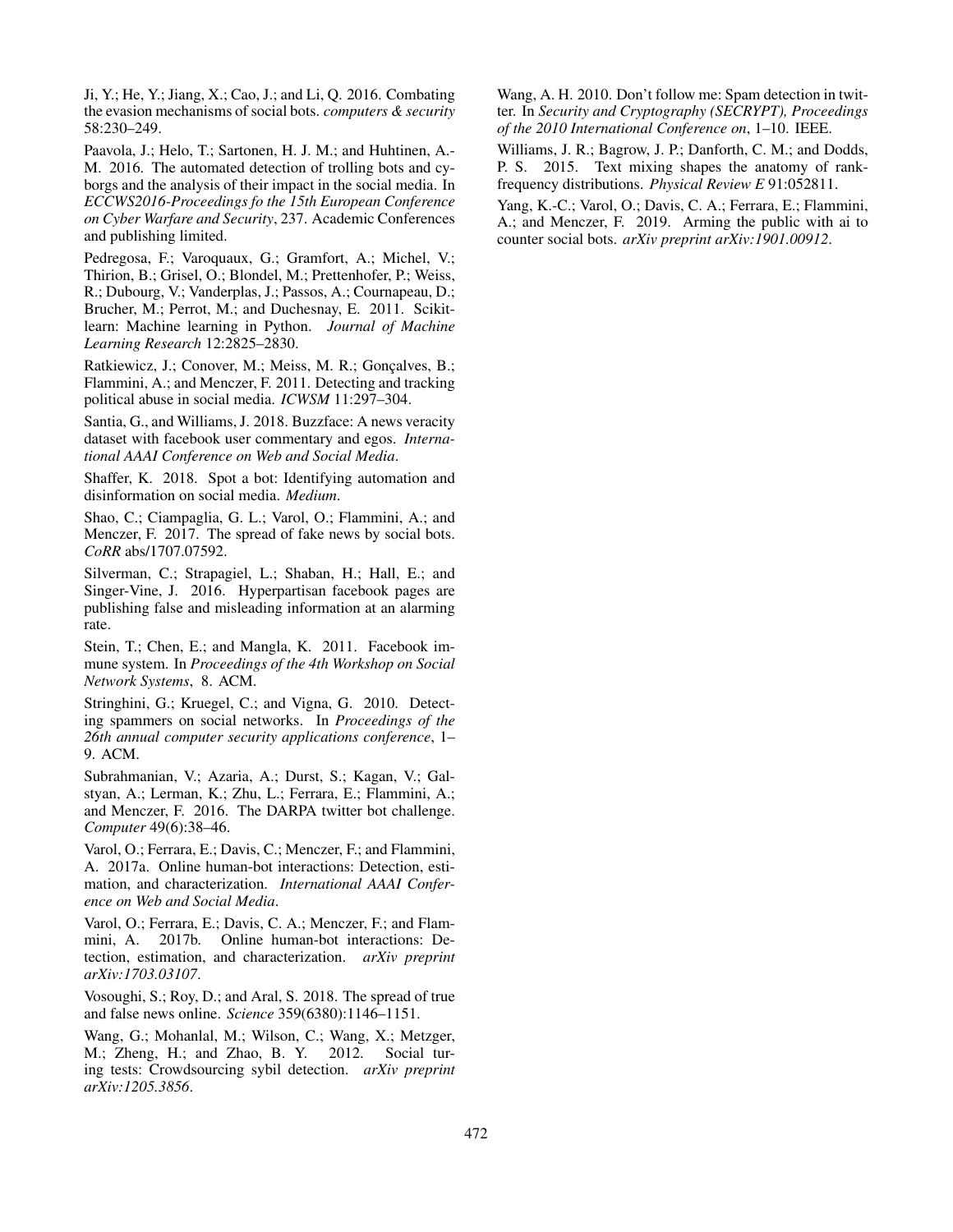Ji, Y.; He, Y.; Jiang, X.; Cao, J.; and Li, Q. 2016. Combating the evasion mechanisms of social bots. *computers & security* 58:230–249.

Paavola, J.; Helo, T.; Sartonen, H. J. M.; and Huhtinen, A.-M. 2016. The automated detection of trolling bots and cyborgs and the analysis of their impact in the social media. In *ECCWS2016-Proceedings fo the 15th European Conference on Cyber Warfare and Security*, 237. Academic Conferences and publishing limited.

Pedregosa, F.; Varoquaux, G.; Gramfort, A.; Michel, V.; Thirion, B.; Grisel, O.; Blondel, M.; Prettenhofer, P.; Weiss, R.; Dubourg, V.; Vanderplas, J.; Passos, A.; Cournapeau, D.; Brucher, M.; Perrot, M.; and Duchesnay, E. 2011. Scikit-learn: Machine learning in Python. *Journal of Machine Learning Research* 12:2825–2830.

Ratkiewicz, J.; Conover, M.; Meiss, M. R.; Gonçalves, B.; Flammini, A.; and Menczer, F. 2011. Detecting and tracking political abuse in social media. *ICWSM* 11:297–304.

Santia, G., and Williams, J. 2018. Buzzface: A news veracity dataset with facebook user commentary and egos. *International AAAI Conference on Web and Social Media*.

Shaffer, K. 2018. Spot a bot: Identifying automation and disinformation on social media. *Medium*.

Shao, C.; Ciampaglia, G. L.; Varol, O.; Flammini, A.; and Menczer, F. 2017. The spread of fake news by social bots. *CoRR* abs/1707.07592.

Silverman, C.; Strapagiel, L.; Shaban, H.; Hall, E.; and Singer-Vine, J. 2016. Hyperpartisan facebook pages are publishing false and misleading information at an alarming rate.

Stein, T.; Chen, E.; and Mangla, K. 2011. Facebook immune system. In *Proceedings of the 4th Workshop on Social Network Systems*, 8. ACM.

Stringhini, G.; Kruegel, C.; and Vigna, G. 2010. Detecting spammers on social networks. In *Proceedings of the 26th annual computer security applications conference*, 1–9. ACM.

Subrahmanian, V.; Azaria, A.; Durst, S.; Kagan, V.; Galstyan, A.; Lerman, K.; Zhu, L.; Ferrara, E.; Flammini, A.; and Menczer, F. 2016. The DARPA twitter bot challenge. *Computer* 49(6):38–46.

Varol, O.; Ferrara, E.; Davis, C.; Menczer, F.; and Flammini, A. 2017a. Online human-bot interactions: Detection, estimation, and characterization. *International AAAI Conference on Web and Social Media*.

Varol, O.; Ferrara, E.; Davis, C. A.; Menczer, F.; and Flammini, A. 2017b. Online human-bot interactions: Detection, estimation, and characterization. *arXiv preprint arXiv:1703.03107*.

Vosoughi, S.; Roy, D.; and Aral, S. 2018. The spread of true and false news online. *Science* 359(6380):1146–1151.

Wang, G.; Mohanlal, M.; Wilson, C.; Wang, X.; Metzger, M.; Zheng, H.; and Zhao, B. Y. 2012. Social turing tests: Crowdsourcing sybil detection. *arXiv preprint arXiv:1205.3856*.

Wang, A. H. 2010. Don't follow me: Spam detection in twitter. In *Security and Cryptography (SECRYPT), Proceedings of the 2010 International Conference on*, 1–10. IEEE.

Williams, J. R.; Bagrow, J. P.; Danforth, C. M.; and Dodds, P. S. 2015. Text mixing shapes the anatomy of rank-frequency distributions. *Physical Review E* 91:052811.

Yang, K.-C.; Varol, O.; Davis, C. A.; Ferrara, E.; Flammini, A.; and Menczer, F. 2019. Arming the public with ai to counter social bots. *arXiv preprint arXiv:1901.00912*.